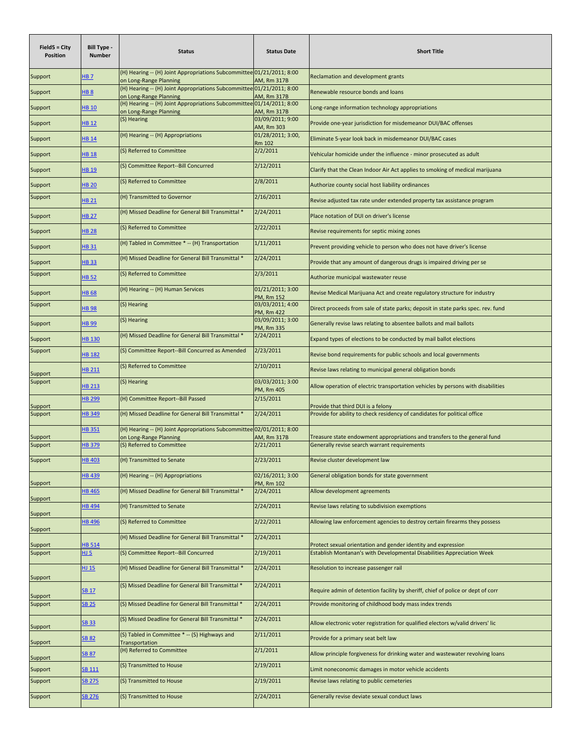| Field5 = City Position | Bill Type - Number | Status | Status Date | Short Title |
|---|---|---|---|---|
| Support | HB 7 | (H) Hearing -- (H) Joint Appropriations Subcommittee on Long-Range Planning | 01/21/2011; 8:00 AM, Rm 317B | Reclamation and development grants |
| Support | HB 8 | (H) Hearing -- (H) Joint Appropriations Subcommittee on Long-Range Planning | 01/21/2011; 8:00 AM, Rm 317B | Renewable resource bonds and loans |
| Support | HB 10 | (H) Hearing -- (H) Joint Appropriations Subcommittee on Long-Range Planning | 01/14/2011; 8:00 AM, Rm 317B | Long-range information technology appropriations |
| Support | HB 12 | (S) Hearing | 03/09/2011; 9:00 AM, Rm 303 | Provide one-year jurisdiction for misdemeanor DUI/BAC offenses |
| Support | HB 14 | (H) Hearing -- (H) Appropriations | 01/28/2011; 3:00, Rm 102 | Eliminate 5-year look back in misdemeanor DUI/BAC cases |
| Support | HB 18 | (S) Referred to Committee | 2/2/2011 | Vehicular homicide under the influence - minor prosecuted as adult |
| Support | HB 19 | (S) Committee Report--Bill Concurred | 2/12/2011 | Clarify that the Clean Indoor Air Act applies to smoking of medical marijuana |
| Support | HB 20 | (S) Referred to Committee | 2/8/2011 | Authorize county social host liability ordinances |
| Support | HB 21 | (H) Transmitted to Governor | 2/16/2011 | Revise adjusted tax rate under extended property tax assistance program |
| Support | HB 27 | (H) Missed Deadline for General Bill Transmittal * | 2/24/2011 | Place notation of DUI on driver's license |
| Support | HB 28 | (S) Referred to Committee | 2/22/2011 | Revise requirements for septic mixing zones |
| Support | HB 31 | (H) Tabled in Committee * -- (H) Transportation | 1/11/2011 | Prevent providing vehicle to person who does not have driver's license |
| Support | HB 33 | (H) Missed Deadline for General Bill Transmittal * | 2/24/2011 | Provide that any amount of dangerous drugs is impaired driving per se |
| Support | HB 52 | (S) Referred to Committee | 2/3/2011 | Authorize municipal wastewater reuse |
| Support | HB 68 | (H) Hearing -- (H) Human Services | 01/21/2011; 3:00 PM, Rm 152 | Revise Medical Marijuana Act and create regulatory structure for industry |
| Support | HB 98 | (S) Hearing | 03/03/2011; 4:00 PM, Rm 422 | Direct proceeds from sale of state parks; deposit in state parks spec. rev. fund |
| Support | HB 99 | (S) Hearing | 03/09/2011; 3:00 PM, Rm 335 | Generally revise laws relating to absentee ballots and mail ballots |
| Support | HB 130 | (H) Missed Deadline for General Bill Transmittal * | 2/24/2011 | Expand types of elections to be conducted by mail ballot elections |
| Support | HB 182 | (S) Committee Report--Bill Concurred as Amended | 2/23/2011 | Revise bond requirements for public schools and local governments |
| Support | HB 211 | (S) Referred to Committee | 2/10/2011 | Revise laws relating to municipal general obligation bonds |
| Support | HB 213 | (S) Hearing | 03/03/2011; 3:00 PM, Rm 405 | Allow operation of electric transportation vehicles by persons with disabilities |
| Support | HB 299 | (H) Committee Report--Bill Passed | 2/15/2011 | Provide that third DUI is a felony |
| Support | HB 349 | (H) Missed Deadline for General Bill Transmittal * | 2/24/2011 | Provide for ability to check residency of candidates for political office |
| Support | HB 351 | (H) Hearing -- (H) Joint Appropriations Subcommittee on Long-Range Planning | 02/01/2011; 8:00 AM, Rm 317B | Treasure state endowment appropriations and transfers to the general fund |
| Support | HB 379 | (S) Referred to Committee | 2/21/2011 | Generally revise search warrant requirements |
| Support | HB 403 | (H) Transmitted to Senate | 2/23/2011 | Revise cluster development law |
| Support | HB 439 | (H) Hearing -- (H) Appropriations | 02/16/2011; 3:00 PM, Rm 102 | General obligation bonds for state government |
| Support | HB 465 | (H) Missed Deadline for General Bill Transmittal * | 2/24/2011 | Allow development agreements |
| Support | HB 494 | (H) Transmitted to Senate | 2/24/2011 | Revise laws relating to subdivision exemptions |
| Support | HB 496 | (S) Referred to Committee | 2/22/2011 | Allowing law enforcement agencies to destroy certain firearms they possess |
| Support | HB 514 | (H) Missed Deadline for General Bill Transmittal * | 2/24/2011 | Protect sexual orientation and gender identity and expression |
| Support | HJ 5 | (S) Committee Report--Bill Concurred | 2/19/2011 | Establish Montanan's with Developmental Disabilities Appreciation Week |
| Support | HJ 15 | (H) Missed Deadline for General Bill Transmittal * | 2/24/2011 | Resolution to increase passenger rail |
| Support | SB 17 | (S) Missed Deadline for General Bill Transmittal * | 2/24/2011 | Require admin of detention facility by sheriff, chief of police or dept of corr |
| Support | SB 25 | (S) Missed Deadline for General Bill Transmittal * | 2/24/2011 | Provide monitoring of childhood body mass index trends |
| Support | SB 33 | (S) Missed Deadline for General Bill Transmittal * | 2/24/2011 | Allow electronic voter registration for qualified electors w/valid drivers' lic |
| Support | SB 82 | (S) Tabled in Committee * -- (S) Highways and Transportation | 2/11/2011 | Provide for a primary seat belt law |
| Support | SB 87 | (H) Referred to Committee | 2/1/2011 | Allow principle forgiveness for drinking water and wastewater revolving loans |
| Support | SB 111 | (S) Transmitted to House | 2/19/2011 | Limit noneconomic damages in motor vehicle accidents |
| Support | SB 275 | (S) Transmitted to House | 2/19/2011 | Revise laws relating to public cemeteries |
| Support | SB 276 | (S) Transmitted to House | 2/24/2011 | Generally revise deviate sexual conduct laws |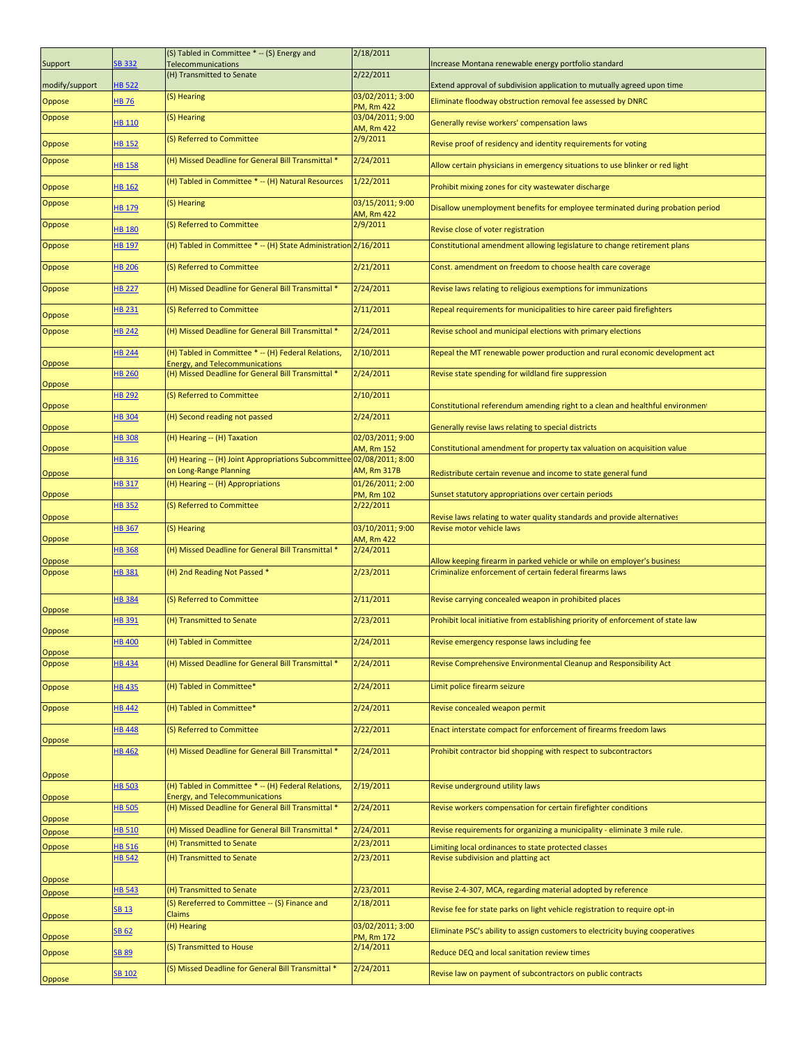| | | | | |
|---|---|---|---|---|
| Support | SB 332 | (S) Tabled in Committee * -- (S) Energy and Telecommunications | 2/18/2011 | Increase Montana renewable energy portfolio standard |
| modify/support | HB 522 | (H) Transmitted to Senate | 2/22/2011 | Extend approval of subdivision application to mutually agreed upon time |
| Oppose | HB 76 | (S) Hearing | 03/02/2011; 3:00 PM, Rm 422 | Eliminate floodway obstruction removal fee assessed by DNRC |
| Oppose | HB 110 | (S) Hearing | 03/04/2011; 9:00 AM, Rm 422 | Generally revise workers' compensation laws |
| Oppose | HB 152 | (S) Referred to Committee | 2/9/2011 | Revise proof of residency and identity requirements for voting |
| Oppose | HB 158 | (H) Missed Deadline for General Bill Transmittal * | 2/24/2011 | Allow certain physicians in emergency situations to use blinker or red light |
| Oppose | HB 162 | (H) Tabled in Committee * -- (H) Natural Resources | 1/22/2011 | Prohibit mixing zones for city wastewater discharge |
| Oppose | HB 179 | (S) Hearing | 03/15/2011; 9:00 AM, Rm 422 | Disallow unemployment benefits for employee terminated during probation period |
| Oppose | HB 180 | (S) Referred to Committee | 2/9/2011 | Revise close of voter registration |
| Oppose | HB 197 | (H) Tabled in Committee * -- (H) State Administration | 2/16/2011 | Constitutional amendment allowing legislature to change retirement plans |
| Oppose | HB 206 | (S) Referred to Committee | 2/21/2011 | Const. amendment on freedom to choose health care coverage |
| Oppose | HB 227 | (H) Missed Deadline for General Bill Transmittal * | 2/24/2011 | Revise laws relating to religious exemptions for immunizations |
| Oppose | HB 231 | (S) Referred to Committee | 2/11/2011 | Repeal requirements for municipalities to hire career paid firefighters |
| Oppose | HB 242 | (H) Missed Deadline for General Bill Transmittal * | 2/24/2011 | Revise school and municipal elections with primary elections |
| Oppose | HB 244 | (H) Tabled in Committee * -- (H) Federal Relations, Energy, and Telecommunications | 2/10/2011 | Repeal the MT renewable power production and rural economic development act |
| Oppose | HB 260 | (H) Missed Deadline for General Bill Transmittal * | 2/24/2011 | Revise state spending for wildland fire suppression |
| Oppose | HB 292 | (S) Referred to Committee | 2/10/2011 | Constitutional referendum amending right to a clean and healthful environment |
| Oppose | HB 304 | (H) Second reading not passed | 2/24/2011 | Generally revise laws relating to special districts |
| Oppose | HB 308 | (H) Hearing -- (H) Taxation | 02/03/2011; 9:00 AM, Rm 152 | Constitutional amendment for property tax valuation on acquisition value |
| Oppose | HB 316 | (H) Hearing -- (H) Joint Appropriations Subcommittee on Long-Range Planning | 02/08/2011; 8:00 AM, Rm 317B | Redistribute certain revenue and income to state general fund |
| Oppose | HB 317 | (H) Hearing -- (H) Appropriations | 01/26/2011; 2:00 PM, Rm 102 | Sunset statutory appropriations over certain periods |
| Oppose | HB 352 | (S) Referred to Committee | 2/22/2011 | Revise laws relating to water quality standards and provide alternatives |
| Oppose | HB 367 | (S) Hearing | 03/10/2011; 9:00 AM, Rm 422 | Revise motor vehicle laws |
| Oppose | HB 368 | (H) Missed Deadline for General Bill Transmittal * | 2/24/2011 | Allow keeping firearm in parked vehicle or while on employer's business |
| Oppose | HB 381 | (H) 2nd Reading Not Passed * | 2/23/2011 | Criminalize enforcement of certain federal firearms laws |
| Oppose | HB 384 | (S) Referred to Committee | 2/11/2011 | Revise carrying concealed weapon in prohibited places |
| Oppose | HB 391 | (H) Transmitted to Senate | 2/23/2011 | Prohibit local initiative from establishing priority of enforcement of state law |
| Oppose | HB 400 | (H) Tabled in Committee | 2/24/2011 | Revise emergency response laws including fee |
| Oppose | HB 434 | (H) Missed Deadline for General Bill Transmittal * | 2/24/2011 | Revise Comprehensive Environmental Cleanup and Responsibility Act |
| Oppose | HB 435 | (H) Tabled in Committee* | 2/24/2011 | Limit police firearm seizure |
| Oppose | HB 442 | (H) Tabled in Committee* | 2/24/2011 | Revise concealed weapon permit |
| Oppose | HB 448 | (S) Referred to Committee | 2/22/2011 | Enact interstate compact for enforcement of firearms freedom laws |
| Oppose | HB 462 | (H) Missed Deadline for General Bill Transmittal * | 2/24/2011 | Prohibit contractor bid shopping with respect to subcontractors |
| Oppose | HB 503 | (H) Tabled in Committee * -- (H) Federal Relations, Energy, and Telecommunications | 2/19/2011 | Revise underground utility laws |
| Oppose | HB 505 | (H) Missed Deadline for General Bill Transmittal * | 2/24/2011 | Revise workers compensation for certain firefighter conditions |
| Oppose | HB 510 | (H) Missed Deadline for General Bill Transmittal * | 2/24/2011 | Revise requirements for organizing a municipality - eliminate 3 mile rule. |
| Oppose | HB 516 | (H) Transmitted to Senate | 2/23/2011 | Limiting local ordinances to state protected classes |
| Oppose | HB 542 | (H) Transmitted to Senate | 2/23/2011 | Revise subdivision and platting act |
| Oppose | HB 543 | (H) Transmitted to Senate | 2/23/2011 | Revise 2-4-307, MCA, regarding material adopted by reference |
| Oppose | SB 13 | (S) Rereferred to Committee -- (S) Finance and Claims | 2/18/2011 | Revise fee for state parks on light vehicle registration to require opt-in |
| Oppose | SB 62 | (H) Hearing | 03/02/2011; 3:00 PM, Rm 172 | Eliminate PSC's ability to assign customers to electricity buying cooperatives |
| Oppose | SB 89 | (S) Transmitted to House | 2/14/2011 | Reduce DEQ and local sanitation review times |
| Oppose | SB 102 | (S) Missed Deadline for General Bill Transmittal * | 2/24/2011 | Revise law on payment of subcontractors on public contracts |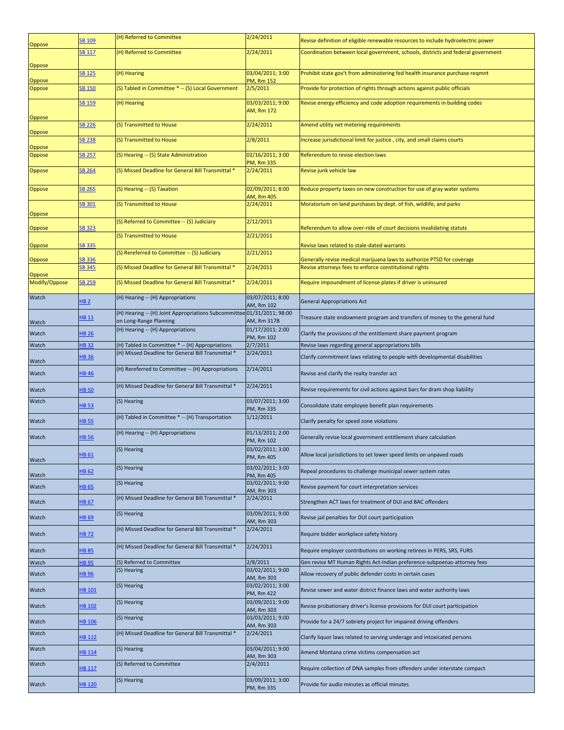| | | | | |
|---|---|---|---|---|
| Oppose | SB 109 | (H) Referred to Committee | 2/24/2011 | Revise definition of eligible renewable resources to include hydroelectric power |
| Oppose | SB 117 | (H) Referred to Committee | 2/24/2011 | Coordination between local government, schools, districts and federal government |
| Oppose | SB 125 | (H) Hearing | 03/04/2011; 3:00 PM, Rm 152 | Prohibit state gov't from administering fed health insurance purchase reqmnt |
| Oppose | SB 150 | (S) Tabled in Committee * -- (S) Local Government | 2/5/2011 | Provide for protection of rights through actions against public officials |
| Oppose | SB 159 | (H) Hearing | 03/03/2011; 9:00 AM, Rm 172 | Revise energy efficiency and code adoption requirements in building codes |
| Oppose | SB 226 | (S) Transmitted to House | 2/24/2011 | Amend utility net metering requirements |
| Oppose | SB 238 | (S) Transmitted to House | 2/8/2011 | Increase jurisdictional limit for justice , city, and small claims courts |
| Oppose | SB 257 | (S) Hearing -- (S) State Administration | 02/16/2011; 3:00 PM, Rm 335 | Referendum to revise election laws |
| Oppose | SB 264 | (S) Missed Deadline for General Bill Transmittal * | 2/24/2011 | Revise junk vehicle law |
| Oppose | SB 265 | (S) Hearing -- (S) Taxation | 02/09/2011; 8:00 AM, Rm 405 | Reduce property taxes on new construction for use of gray water systems |
| Oppose | SB 301 | (S) Transmitted to House | 2/24/2011 | Moratorium on land purchases by dept. of fish, wildlife, and parks |
| Oppose | SB 323 | (S) Referred to Committee -- (S) Judiciary | 2/12/2011 | Referendum to allow over-ride of court decisions invalidating statute |
| Oppose | SB 335 | (S) Transmitted to House | 2/21/2011 | Revise laws related to stale-dated warrants |
| Oppose | SB 336 | (S) Rereferred to Committee -- (S) Judiciary | 2/21/2011 | Generally revise medical marijuana laws to authorize PTSD for coverage |
| Oppose | SB 345 | (S) Missed Deadline for General Bill Transmittal * | 2/24/2011 | Revise attorneys fees to enforce constitutional rights |
| Modify/Oppose | SB 259 | (S) Missed Deadline for General Bill Transmittal * | 2/24/2011 | Require impoundment of license plates if driver is uninsured |
| Watch | HB 2 | (H) Hearing -- (H) Appropriations | 03/07/2011; 8:00 AM, Rm 102 | General Appropriations Act |
| Watch | HB 11 | (H) Hearing -- (H) Joint Appropriations Subcommittee on Long-Range Planning | 01/31/2011; 98:00 AM, Rm 317B | Treasure state endowment program and transfers of money to the general fund |
| Watch | HB 26 | (H) Hearing -- (H) Appropriations | 01/17/2011; 2:00 PM, Rm 102 | Clarify the provisions of the entitlement share payment program |
| Watch | HB 32 | (H) Tabled in Committee * -- (H) Appropriations | 2/7/2011 | Revise laws regarding general appropriations bills |
| Watch | HB 36 | (H) Missed Deadline for General Bill Transmittal * | 2/24/2011 | Clarify commitment laws relating to people with developmental disabilities |
| Watch | HB 46 | (H) Rereferred to Committee -- (H) Appropriations | 2/14/2011 | Revise and clarify the realty transfer act |
| Watch | HB 50 | (H) Missed Deadline for General Bill Transmittal * | 2/24/2011 | Revise requirements for civil actions against bars for dram shop liability |
| Watch | HB 53 | (S) Hearing | 03/07/2011; 3:00 PM, Rm 335 | Consolidate state employee benefit plan requirements |
| Watch | HB 55 | (H) Tabled in Committee * -- (H) Transportation | 1/12/2011 | Clarify penalty for speed zone violations |
| Watch | HB 56 | (H) Hearing -- (H) Appropriations | 01/13/2011; 2:00 PM, Rm 102 | Generally revise local government entitlement share calculation |
| Watch | HB 61 | (S) Hearing | 03/02/2011; 3:00 PM, Rm 405 | Allow local jurisdictions to set lower speed limits on unpaved roads |
| Watch | HB 62 | (S) Hearing | 03/02/2011; 3:00 PM, Rm 405 | Repeal procedures to challenge municipal sewer system rates |
| Watch | HB 65 | (S) Hearing | 03/02/2011; 9:00 AM, Rm 303 | Revise payment for court interpretation services |
| Watch | HB 67 | (H) Missed Deadline for General Bill Transmittal * | 2/24/2011 | Strengthen ACT laws for treatment of DUI and BAC offenders |
| Watch | HB 69 | (S) Hearing | 03/09/2011; 9:00 AM, Rm 303 | Revise jail penalties for DUI court participation |
| Watch | HB 72 | (H) Missed Deadline for General Bill Transmittal * | 2/24/2011 | Require bidder workplace safety history |
| Watch | HB 85 | (H) Missed Deadline for General Bill Transmittal * | 2/24/2011 | Require employer contributions on working retirees in PERS, SRS, FURS |
| Watch | HB 95 | (S) Referred to Committee | 2/8/2011 | Gen revise MT Human Rights Act-Indian preference-subpoenas-attorney fees |
| Watch | HB 96 | (S) Hearing | 03/02/2011; 9:00 AM, Rm 303 | Allow recovery of public defender costs in certain cases |
| Watch | HB 101 | (S) Hearing | 03/02/2011; 3:00 PM, Rm 422 | Revise sewer and water district finance laws and water authority laws |
| Watch | HB 102 | (S) Hearing | 03/09/2011; 9:00 AM, Rm 303 | Revise probationary driver's license provisions for DUI court participation |
| Watch | HB 106 | (S) Hearing | 03/03/2011; 9:00 AM, Rm 303 | Provide for a 24/7 sobriety project for impaired driving offenders |
| Watch | HB 112 | (H) Missed Deadline for General Bill Transmittal * | 2/24/2011 | Clarify liquor laws related to serving underage and intoxicated persons |
| Watch | HB 114 | (S) Hearing | 03/04/2011; 9:00 AM, Rm 303 | Amend Montana crime victims compensation act |
| Watch | HB 117 | (S) Referred to Committee | 2/4/2011 | Require collection of DNA samples from offenders under interstate compact |
| Watch | HB 120 | (S) Hearing | 03/09/2011; 3:00 PM, Rm 335 | Provide for audio minutes as official minutes |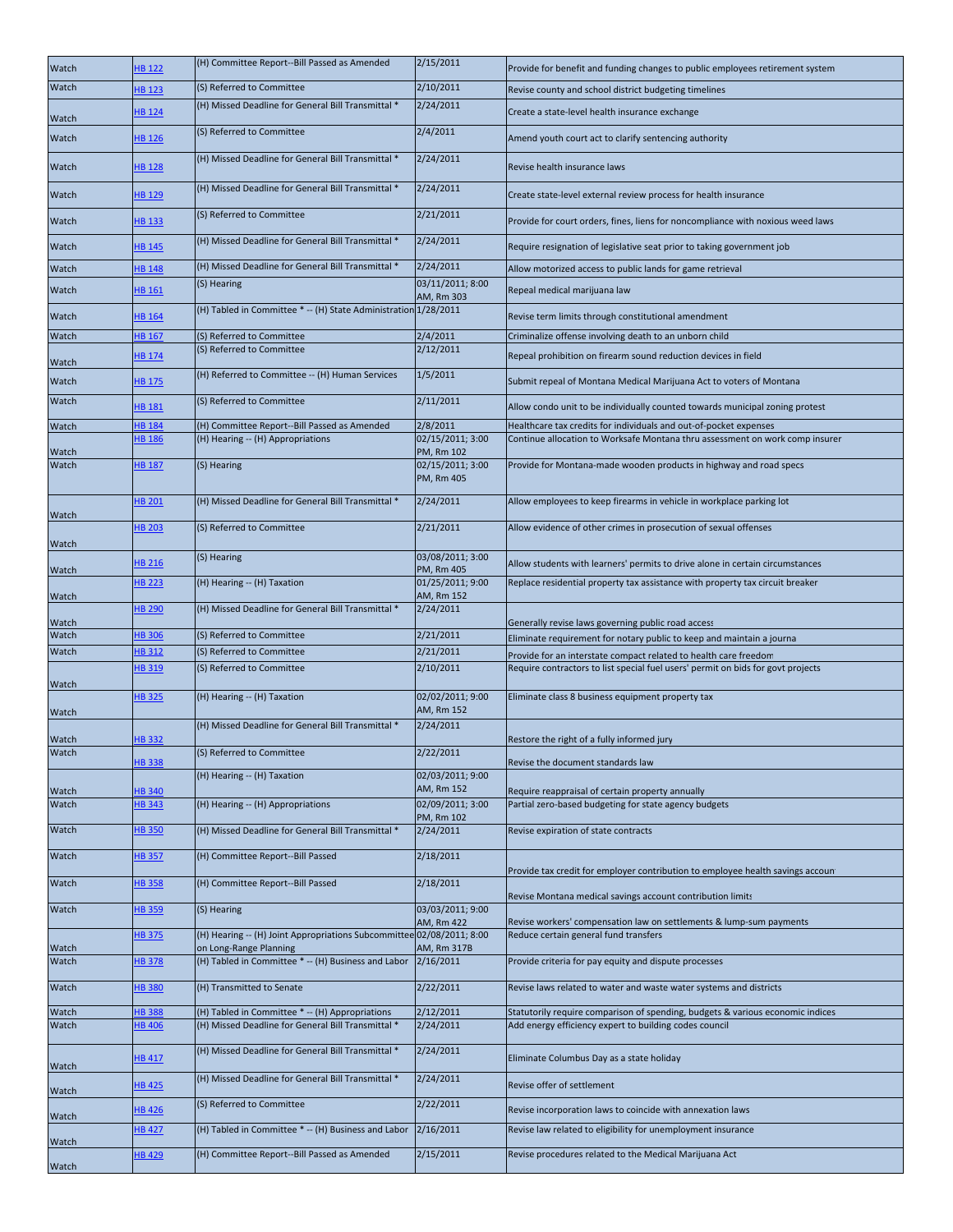| | | | | |
|---|---|---|---|---|
| Watch | HB 122 | (H) Committee Report--Bill Passed as Amended | 2/15/2011 | Provide for benefit and funding changes to public employees retirement system |
| Watch | HB 123 | (S) Referred to Committee | 2/10/2011 | Revise county and school district budgeting timelines |
| Watch | HB 124 | (H) Missed Deadline for General Bill Transmittal * | 2/24/2011 | Create a state-level health insurance exchange |
| Watch | HB 126 | (S) Referred to Committee | 2/4/2011 | Amend youth court act to clarify sentencing authority |
| Watch | HB 128 | (H) Missed Deadline for General Bill Transmittal * | 2/24/2011 | Revise health insurance laws |
| Watch | HB 129 | (H) Missed Deadline for General Bill Transmittal * | 2/24/2011 | Create state-level external review process for health insurance |
| Watch | HB 133 | (S) Referred to Committee | 2/21/2011 | Provide for court orders, fines, liens for noncompliance with noxious weed laws |
| Watch | HB 145 | (H) Missed Deadline for General Bill Transmittal * | 2/24/2011 | Require resignation of legislative seat prior to taking government job |
| Watch | HB 148 | (H) Missed Deadline for General Bill Transmittal * | 2/24/2011 | Allow motorized access to public lands for game retrieval |
| Watch | HB 161 | (S) Hearing | 03/11/2011; 8:00 AM, Rm 303 | Repeal medical marijuana law |
| Watch | HB 164 | (H) Tabled in Committee * -- (H) State Administration | 1/28/2011 | Revise term limits through constitutional amendment |
| Watch | HB 167 | (S) Referred to Committee | 2/4/2011 | Criminalize offense involving death to an unborn child |
| Watch | HB 174 | (S) Referred to Committee | 2/12/2011 | Repeal prohibition on firearm sound reduction devices in field |
| Watch | HB 175 | (H) Referred to Committee -- (H) Human Services | 1/5/2011 | Submit repeal of Montana Medical Marijuana Act to voters of Montana |
| Watch | HB 181 | (S) Referred to Committee | 2/11/2011 | Allow condo unit to be individually counted towards municipal zoning protest |
| Watch | HB 184 | (H) Committee Report--Bill Passed as Amended | 2/8/2011 | Healthcare tax credits for individuals and out-of-pocket expenses |
| Watch | HB 186 | (H) Hearing -- (H) Appropriations | 02/15/2011; 3:00 PM, Rm 102 | Continue allocation to Worksafe Montana thru assessment on work comp insurer |
| Watch | HB 187 | (S) Hearing | 02/15/2011; 3:00 PM, Rm 405 | Provide for Montana-made wooden products in highway and road specs |
| Watch | HB 201 | (H) Missed Deadline for General Bill Transmittal * | 2/24/2011 | Allow employees to keep firearms in vehicle in workplace parking lot |
| Watch | HB 203 | (S) Referred to Committee | 2/21/2011 | Allow evidence of other crimes in prosecution of sexual offenses |
| Watch | HB 216 | (S) Hearing | 03/08/2011; 3:00 PM, Rm 405 | Allow students with learners' permits to drive alone in certain circumstances |
| Watch | HB 223 | (H) Hearing -- (H) Taxation | 01/25/2011; 9:00 AM, Rm 152 | Replace residential property tax assistance with property tax circuit breaker |
| Watch | HB 290 | (H) Missed Deadline for General Bill Transmittal * | 2/24/2011 | Generally revise laws governing public road access |
| Watch | HB 306 | (S) Referred to Committee | 2/21/2011 | Eliminate requirement for notary public to keep and maintain a journa |
| Watch | HB 312 | (S) Referred to Committee | 2/21/2011 | Provide for an interstate compact related to health care freedom |
| Watch | HB 319 | (S) Referred to Committee | 2/10/2011 | Require contractors to list special fuel users' permit on bids for govt projects |
| Watch | HB 325 | (H) Hearing -- (H) Taxation | 02/02/2011; 9:00 AM, Rm 152 | Eliminate class 8 business equipment property tax |
| Watch | HB 332 | (H) Missed Deadline for General Bill Transmittal * | 2/24/2011 | Restore the right of a fully informed jury |
| Watch | HB 338 | (S) Referred to Committee | 2/22/2011 | Revise the document standards law |
| Watch | HB 340 | (H) Hearing -- (H) Taxation | 02/03/2011; 9:00 AM, Rm 152 | Require reappraisal of certain property annually |
| Watch | HB 343 | (H) Hearing -- (H) Appropriations | 02/09/2011; 3:00 PM, Rm 102 | Partial zero-based budgeting for state agency budgets |
| Watch | HB 350 | (H) Missed Deadline for General Bill Transmittal * | 2/24/2011 | Revise expiration of state contracts |
| Watch | HB 357 | (H) Committee Report--Bill Passed | 2/18/2011 | Provide tax credit for employer contribution to employee health savings accoun |
| Watch | HB 358 | (H) Committee Report--Bill Passed | 2/18/2011 | Revise Montana medical savings account contribution limits |
| Watch | HB 359 | (S) Hearing | 03/03/2011; 9:00 AM, Rm 422 | Revise workers' compensation law on settlements & lump-sum payments |
| Watch | HB 375 | (H) Hearing -- (H) Joint Appropriations Subcommittee on Long-Range Planning | 02/08/2011; 8:00 AM, Rm 317B | Reduce certain general fund transfers |
| Watch | HB 378 | (H) Tabled in Committee * -- (H) Business and Labor | 2/16/2011 | Provide criteria for pay equity and dispute processes |
| Watch | HB 380 | (H) Transmitted to Senate | 2/22/2011 | Revise laws related to water and waste water systems and districts |
| Watch | HB 388 | (H) Tabled in Committee * -- (H) Appropriations | 2/12/2011 | Statutorily require comparison of spending, budgets & various economic indices |
| Watch | HB 406 | (H) Missed Deadline for General Bill Transmittal * | 2/24/2011 | Add energy efficiency expert to building codes council |
| Watch | HB 417 | (H) Missed Deadline for General Bill Transmittal * | 2/24/2011 | Eliminate Columbus Day as a state holiday |
| Watch | HB 425 | (H) Missed Deadline for General Bill Transmittal * | 2/24/2011 | Revise offer of settlement |
| Watch | HB 426 | (S) Referred to Committee | 2/22/2011 | Revise incorporation laws to coincide with annexation laws |
| Watch | HB 427 | (H) Tabled in Committee * -- (H) Business and Labor | 2/16/2011 | Revise law related to eligibility for unemployment insurance |
| Watch | HB 429 | (H) Committee Report--Bill Passed as Amended | 2/15/2011 | Revise procedures related to the Medical Marijuana Act |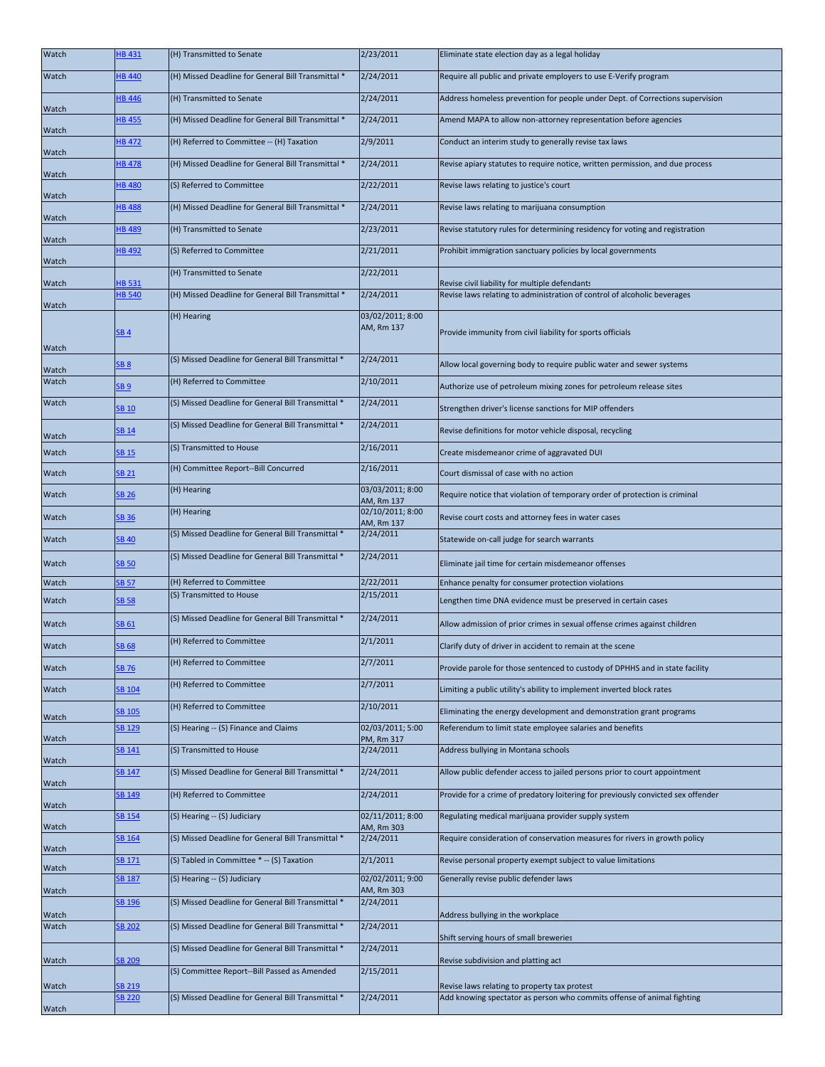| Watch | HB 431 | (H) Transmitted to Senate | 2/23/2011 | Eliminate state election day as a legal holiday |
|---|---|---|---|---|
| Watch | HB 440 | (H) Missed Deadline for General Bill Transmittal * | 2/24/2011 | Require all public and private employers to use E-Verify program |
| Watch | HB 446 | (H) Transmitted to Senate | 2/24/2011 | Address homeless prevention for people under Dept. of Corrections supervision |
| Watch | HB 455 | (H) Missed Deadline for General Bill Transmittal * | 2/24/2011 | Amend MAPA to allow non-attorney representation before agencies |
| Watch | HB 472 | (H) Referred to Committee -- (H) Taxation | 2/9/2011 | Conduct an interim study to generally revise tax laws |
| Watch | HB 478 | (H) Missed Deadline for General Bill Transmittal * | 2/24/2011 | Revise apiary statutes to require notice, written permission, and due process |
| Watch | HB 480 | (S) Referred to Committee | 2/22/2011 | Revise laws relating to justice's court |
| Watch | HB 488 | (H) Missed Deadline for General Bill Transmittal * | 2/24/2011 | Revise laws relating to marijuana consumption |
| Watch | HB 489 | (H) Transmitted to Senate | 2/23/2011 | Revise statutory rules for determining residency for voting and registration |
| Watch | HB 492 | (S) Referred to Committee | 2/21/2011 | Prohibit immigration sanctuary policies by local governments |
| Watch | HB 531 | (H) Transmitted to Senate | 2/22/2011 | Revise civil liability for multiple defendants |
| Watch | HB 540 | (H) Missed Deadline for General Bill Transmittal * | 2/24/2011 | Revise laws relating to administration of control of alcoholic beverages |
| Watch | SB 4 | (H) Hearing | 03/02/2011; 8:00 AM, Rm 137 | Provide immunity from civil liability for sports officials |
| Watch | SB 8 | (S) Missed Deadline for General Bill Transmittal * | 2/24/2011 | Allow local governing body to require public water and sewer systems |
| Watch | SB 9 | (H) Referred to Committee | 2/10/2011 | Authorize use of petroleum mixing zones for petroleum release sites |
| Watch | SB 10 | (S) Missed Deadline for General Bill Transmittal * | 2/24/2011 | Strengthen driver's license sanctions for MIP offenders |
| Watch | SB 14 | (S) Missed Deadline for General Bill Transmittal * | 2/24/2011 | Revise definitions for motor vehicle disposal, recycling |
| Watch | SB 15 | (S) Transmitted to House | 2/16/2011 | Create misdemeanor crime of aggravated DUI |
| Watch | SB 21 | (H) Committee Report--Bill Concurred | 2/16/2011 | Court dismissal of case with no action |
| Watch | SB 26 | (H) Hearing | 03/03/2011; 8:00 AM, Rm 137 | Require notice that violation of temporary order of protection is criminal |
| Watch | SB 36 | (H) Hearing | 02/10/2011; 8:00 AM, Rm 137 | Revise court costs and attorney fees in water cases |
| Watch | SB 40 | (S) Missed Deadline for General Bill Transmittal * | 2/24/2011 | Statewide on-call judge for search warrants |
| Watch | SB 50 | (S) Missed Deadline for General Bill Transmittal * | 2/24/2011 | Eliminate jail time for certain misdemeanor offenses |
| Watch | SB 57 | (H) Referred to Committee | 2/22/2011 | Enhance penalty for consumer protection violations |
| Watch | SB 58 | (S) Transmitted to House | 2/15/2011 | Lengthen time DNA evidence must be preserved in certain cases |
| Watch | SB 61 | (S) Missed Deadline for General Bill Transmittal * | 2/24/2011 | Allow admission of prior crimes in sexual offense crimes against children |
| Watch | SB 68 | (H) Referred to Committee | 2/1/2011 | Clarify duty of driver in accident to remain at the scene |
| Watch | SB 76 | (H) Referred to Committee | 2/7/2011 | Provide parole for those sentenced to custody of DPHHS and in state facility |
| Watch | SB 104 | (H) Referred to Committee | 2/7/2011 | Limiting a public utility's ability to implement inverted block rates |
| Watch | SB 105 | (H) Referred to Committee | 2/10/2011 | Eliminating the energy development and demonstration grant programs |
| Watch | SB 129 | (S) Hearing -- (S) Finance and Claims | 02/03/2011; 5:00 PM, Rm 317 | Referendum to limit state employee salaries and benefits |
| Watch | SB 141 | (S) Transmitted to House | 2/24/2011 | Address bullying in Montana schools |
| Watch | SB 147 | (S) Missed Deadline for General Bill Transmittal * | 2/24/2011 | Allow public defender access to jailed persons prior to court appointment |
| Watch | SB 149 | (H) Referred to Committee | 2/24/2011 | Provide for a crime of predatory loitering for previously convicted sex offender |
| Watch | SB 154 | (S) Hearing -- (S) Judiciary | 02/11/2011; 8:00 AM, Rm 303 | Regulating medical marijuana provider supply system |
| Watch | SB 164 | (S) Missed Deadline for General Bill Transmittal * | 2/24/2011 | Require consideration of conservation measures for rivers in growth policy |
| Watch | SB 171 | (S) Tabled in Committee * -- (S) Taxation | 2/1/2011 | Revise personal property exempt subject to value limitations |
| Watch | SB 187 | (S) Hearing -- (S) Judiciary | 02/02/2011; 9:00 AM, Rm 303 | Generally revise public defender laws |
| Watch | SB 196 | (S) Missed Deadline for General Bill Transmittal * | 2/24/2011 | Address bullying in the workplace |
| Watch | SB 202 | (S) Missed Deadline for General Bill Transmittal * | 2/24/2011 | Shift serving hours of small breweries |
| Watch | SB 209 | (S) Missed Deadline for General Bill Transmittal * | 2/24/2011 | Revise subdivision and platting act |
| Watch | SB 219 | (S) Committee Report--Bill Passed as Amended | 2/15/2011 | Revise laws relating to property tax protest |
| Watch | SB 220 | (S) Missed Deadline for General Bill Transmittal * | 2/24/2011 | Add knowing spectator as person who commits offense of animal fighting |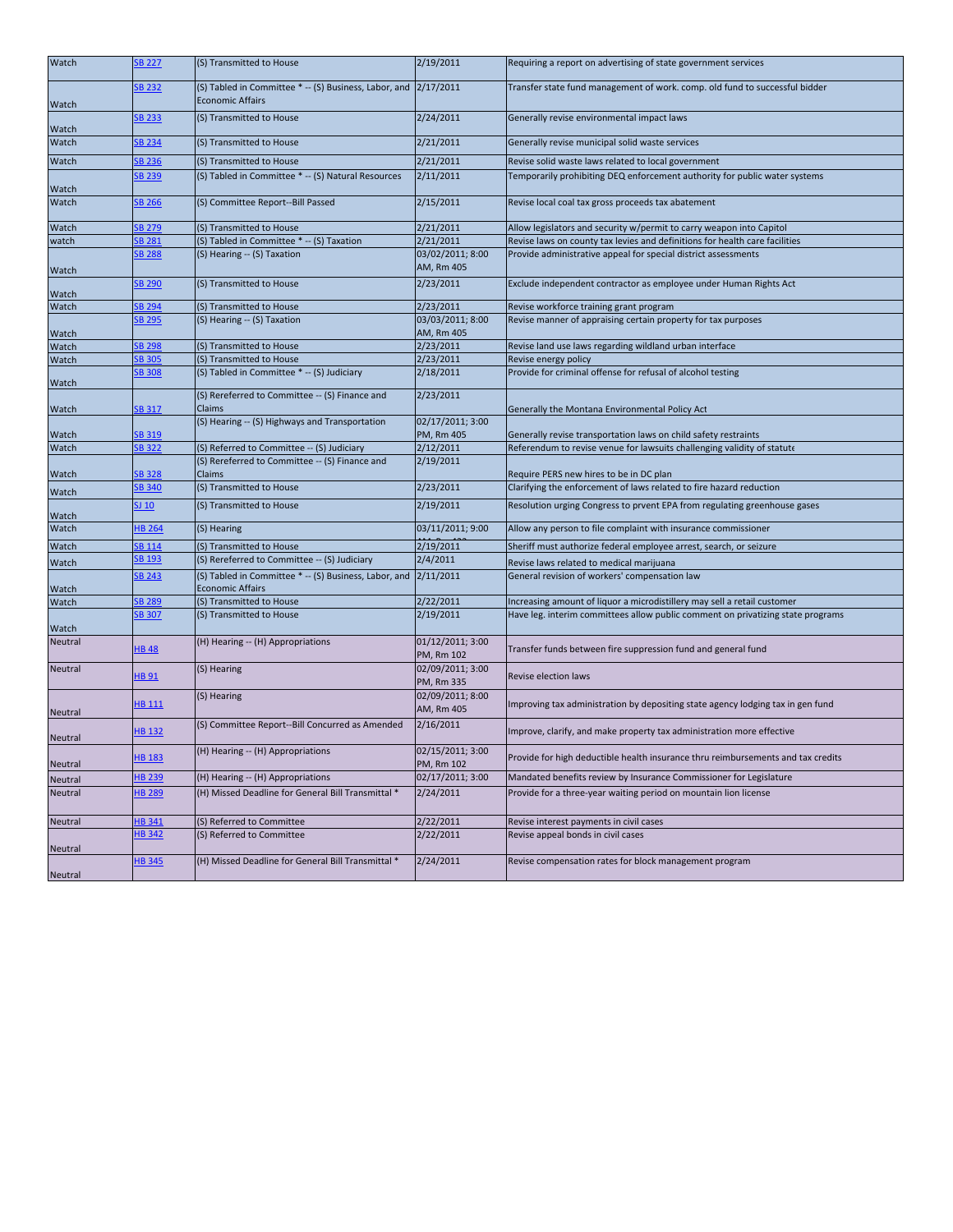| | | | | |
|---|---|---|---|---|
| Watch | SB 227 | (S) Transmitted to House | 2/19/2011 | Requiring a report on advertising of state government services |
| Watch | SB 232 | (S) Tabled in Committee * -- (S) Business, Labor, and Economic Affairs | 2/17/2011 | Transfer state fund management of work. comp. old fund to successful bidder |
| Watch | SB 233 | (S) Transmitted to House | 2/24/2011 | Generally revise environmental impact laws |
| Watch | SB 234 | (S) Transmitted to House | 2/21/2011 | Generally revise municipal solid waste services |
| Watch | SB 236 | (S) Transmitted to House | 2/21/2011 | Revise solid waste laws related to local government |
| Watch | SB 239 | (S) Tabled in Committee * -- (S) Natural Resources | 2/11/2011 | Temporarily prohibiting DEQ enforcement authority for public water systems |
| Watch | SB 266 | (S) Committee Report--Bill Passed | 2/15/2011 | Revise local coal tax gross proceeds tax abatement |
| Watch | SB 279 | (S) Transmitted to House | 2/21/2011 | Allow legislators and security w/permit to carry weapon into Capitol |
| watch | SB 281 | (S) Tabled in Committee * -- (S) Taxation | 2/21/2011 | Revise laws on county tax levies and definitions for health care facilities |
| Watch | SB 288 | (S) Hearing -- (S) Taxation | 03/02/2011; 8:00 AM, Rm 405 | Provide administrative appeal for special district assessments |
| Watch | SB 290 | (S) Transmitted to House | 2/23/2011 | Exclude independent contractor as employee under Human Rights Act |
| Watch | SB 294 | (S) Transmitted to House | 2/23/2011 | Revise workforce training grant program |
| Watch | SB 295 | (S) Hearing -- (S) Taxation | 03/03/2011; 8:00 AM, Rm 405 | Revise manner of appraising certain property for tax purposes |
| Watch | SB 298 | (S) Transmitted to House | 2/23/2011 | Revise land use laws regarding wildland urban interface |
| Watch | SB 305 | (S) Transmitted to House | 2/23/2011 | Revise energy policy |
| Watch | SB 308 | (S) Tabled in Committee * -- (S) Judiciary | 2/18/2011 | Provide for criminal offense for refusal of alcohol testing |
| Watch | SB 317 | (S) Rereferred to Committee -- (S) Finance and Claims | 2/23/2011 | Generally the Montana Environmental Policy Act |
| Watch | SB 319 | (S) Hearing -- (S) Highways and Transportation | 02/17/2011; 3:00 PM, Rm 405 | Generally revise transportation laws on child safety restraints |
| Watch | SB 322 | (S) Referred to Committee -- (S) Judiciary | 2/12/2011 | Referendum to revise venue for lawsuits challenging validity of statute |
| Watch | SB 328 | (S) Rereferred to Committee -- (S) Finance and Claims | 2/19/2011 | Require PERS new hires to be in DC plan |
| Watch | SB 340 | (S) Transmitted to House | 2/23/2011 | Clarifying the enforcement of laws related to fire hazard reduction |
| Watch | SJ 10 | (S) Transmitted to House | 2/19/2011 | Resolution urging Congress to prvent EPA from regulating greenhouse gases |
| Watch | HB 264 | (S) Hearing | 03/11/2011; 9:00 | Allow any person to file complaint with insurance commissioner |
| Watch | SB 114 | (S) Transmitted to House | 2/19/2011 | Sheriff must authorize federal employee arrest, search, or seizure |
| Watch | SB 193 | (S) Rereferred to Committee -- (S) Judiciary | 2/4/2011 | Revise laws related to medical marijuana |
| Watch | SB 243 | (S) Tabled in Committee * -- (S) Business, Labor, and Economic Affairs | 2/11/2011 | General revision of workers' compensation law |
| Watch | SB 289 | (S) Transmitted to House | 2/22/2011 | Increasing amount of liquor a microdistillery may sell a retail customer |
| Watch | SB 307 | (S) Transmitted to House | 2/19/2011 | Have leg. interim committees allow public comment on privatizing state programs |
| Neutral | HB 48 | (H) Hearing -- (H) Appropriations | 01/12/2011; 3:00 PM, Rm 102 | Transfer funds between fire suppression fund and general fund |
| Neutral | HB 91 | (S) Hearing | 02/09/2011; 3:00 PM, Rm 335 | Revise election laws |
| Neutral | HB 111 | (S) Hearing | 02/09/2011; 8:00 AM, Rm 405 | Improving tax administration by depositing state agency lodging tax in gen fund |
| Neutral | HB 132 | (S) Committee Report--Bill Concurred as Amended | 2/16/2011 | Improve, clarify, and make property tax administration more effective |
| Neutral | HB 183 | (H) Hearing -- (H) Appropriations | 02/15/2011; 3:00 PM, Rm 102 | Provide for high deductible health insurance thru reimbursements and tax credits |
| Neutral | HB 239 | (H) Hearing -- (H) Appropriations | 02/17/2011; 3:00 | Mandated benefits review by Insurance Commissioner for Legislature |
| Neutral | HB 289 | (H) Missed Deadline for General Bill Transmittal * | 2/24/2011 | Provide for a three-year waiting period on mountain lion license |
| Neutral | HB 341 | (S) Referred to Committee | 2/22/2011 | Revise interest payments in civil cases |
| Neutral | HB 342 | (S) Referred to Committee | 2/22/2011 | Revise appeal bonds in civil cases |
| Neutral | HB 345 | (H) Missed Deadline for General Bill Transmittal * | 2/24/2011 | Revise compensation rates for block management program |